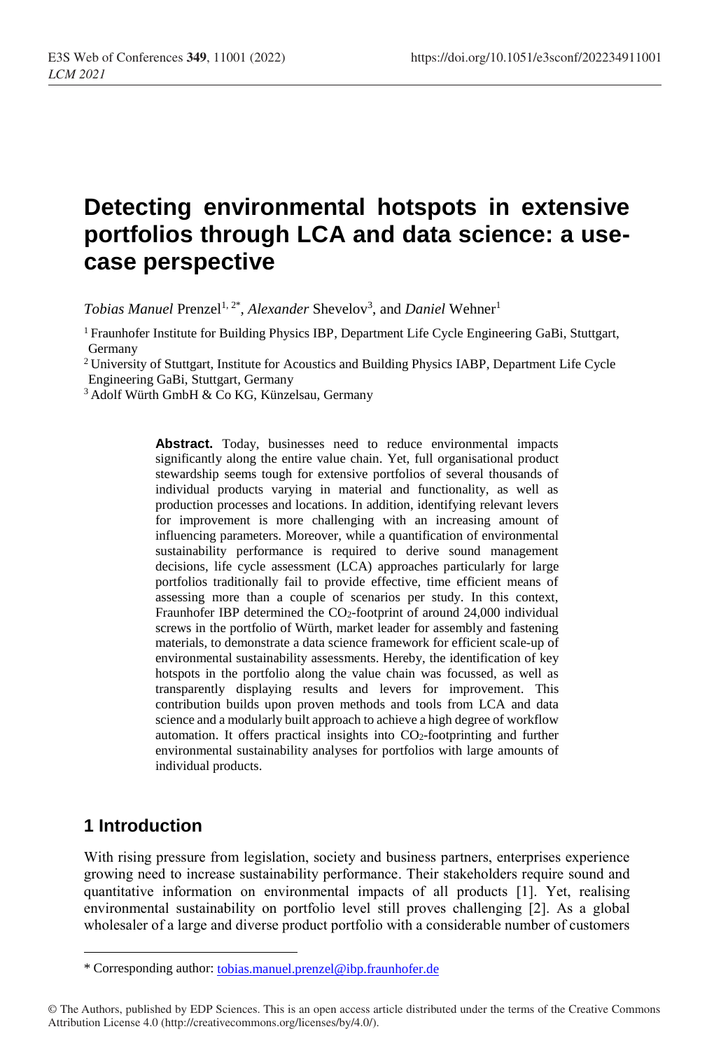# Detecting environmental hotspots in extensive portfolios through LCA and data science: a use-case perspective

*Tobias Manuel* Prenzel[1, 2*], *Alexander* Shevelov[3], and *Daniel* Wehner[1]

[1] Fraunhofer Institute for Building Physics IBP, Department Life Cycle Engineering GaBi, Stuttgart, Germany

[2] University of Stuttgart, Institute for Acoustics and Building Physics IABP, Department Life Cycle Engineering GaBi, Stuttgart, Germany

[3] Adolf Würth GmbH & Co KG, Künzelsau, Germany

**Abstract.** Today, businesses need to reduce environmental impacts significantly along the entire value chain. Yet, full organisational product stewardship seems tough for extensive portfolios of several thousands of individual products varying in material and functionality, as well as production processes and locations. In addition, identifying relevant levers for improvement is more challenging with an increasing amount of influencing parameters. Moreover, while a quantification of environmental sustainability performance is required to derive sound management decisions, life cycle assessment (LCA) approaches particularly for large portfolios traditionally fail to provide effective, time efficient means of assessing more than a couple of scenarios per study. In this context, Fraunhofer IBP determined the $CO_2$-footprint of around 24,000 individual screws in the portfolio of Würth, market leader for assembly and fastening materials, to demonstrate a data science framework for efficient scale-up of environmental sustainability assessments. Hereby, the identification of key hotspots in the portfolio along the value chain was focussed, as well as transparently displaying results and levers for improvement. This contribution builds upon proven methods and tools from LCA and data science and a modularly built approach to achieve a high degree of workflow automation. It offers practical insights into $CO_2$-footprinting and further environmental sustainability analyses for portfolios with large amounts of individual products.

## 1 Introduction

With rising pressure from legislation, society and business partners, enterprises experience growing need to increase sustainability performance. Their stakeholders require sound and quantitative information on environmental impacts of all products [1]. Yet, realising environmental sustainability on portfolio level still proves challenging [2]. As a global wholesaler of a large and diverse product portfolio with a considerable number of customers

* Corresponding author: tobias.manuel.prenzel@ibp.fraunhofer.de

© The Authors, published by EDP Sciences. This is an open access article distributed under the terms of the Creative Commons Attribution License 4.0 (http://creativecommons.org/licenses/by/4.0/).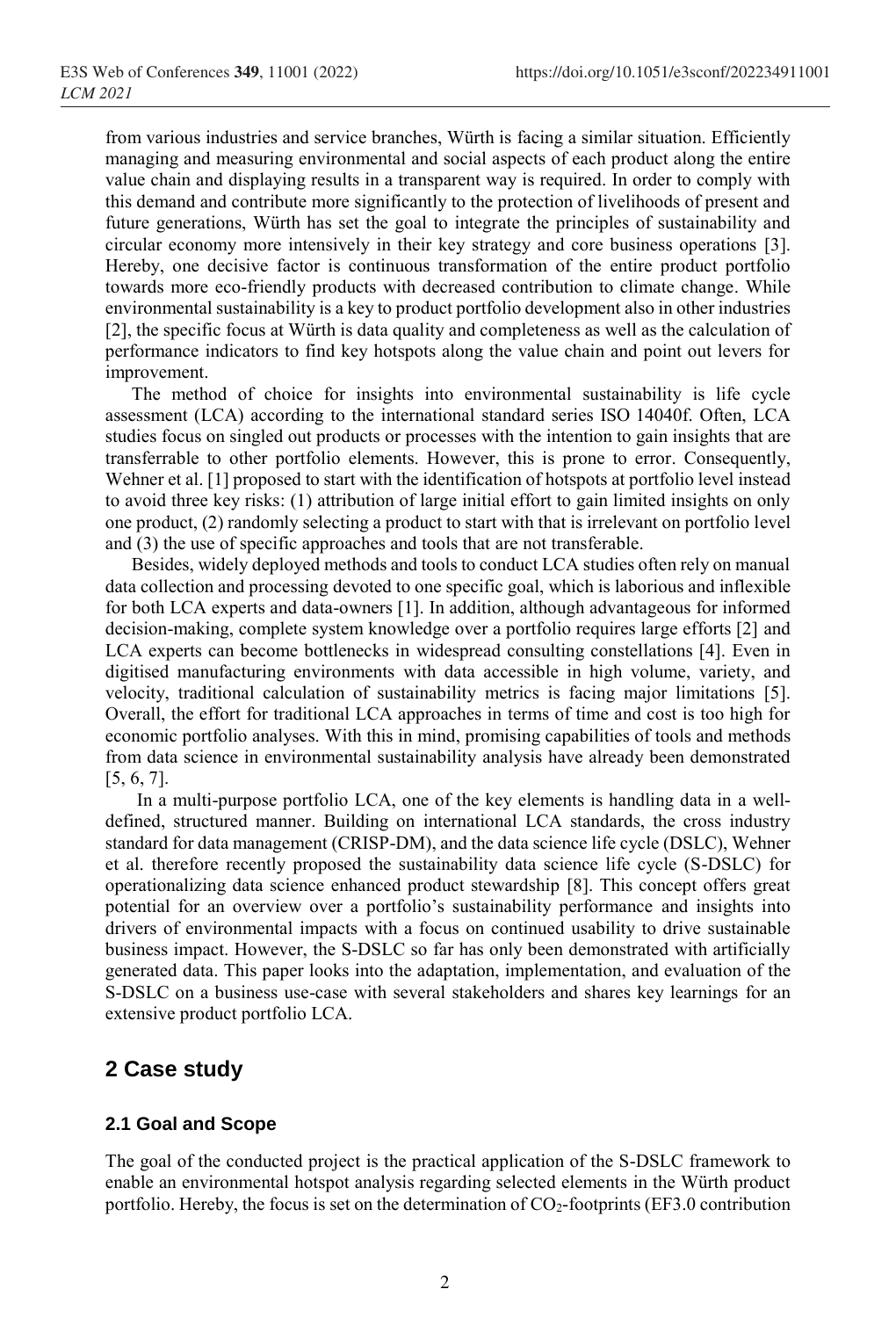from various industries and service branches, Würth is facing a similar situation. Efficiently managing and measuring environmental and social aspects of each product along the entire value chain and displaying results in a transparent way is required. In order to comply with this demand and contribute more significantly to the protection of livelihoods of present and future generations, Würth has set the goal to integrate the principles of sustainability and circular economy more intensively in their key strategy and core business operations [3]. Hereby, one decisive factor is continuous transformation of the entire product portfolio towards more eco-friendly products with decreased contribution to climate change. While environmental sustainability is a key to product portfolio development also in other industries [2], the specific focus at Würth is data quality and completeness as well as the calculation of performance indicators to find key hotspots along the value chain and point out levers for improvement.

The method of choice for insights into environmental sustainability is life cycle assessment (LCA) according to the international standard series ISO 14040f. Often, LCA studies focus on singled out products or processes with the intention to gain insights that are transferrable to other portfolio elements. However, this is prone to error. Consequently, Wehner et al. [1] proposed to start with the identification of hotspots at portfolio level instead to avoid three key risks: (1) attribution of large initial effort to gain limited insights on only one product, (2) randomly selecting a product to start with that is irrelevant on portfolio level and (3) the use of specific approaches and tools that are not transferable.

Besides, widely deployed methods and tools to conduct LCA studies often rely on manual data collection and processing devoted to one specific goal, which is laborious and inflexible for both LCA experts and data-owners [1]. In addition, although advantageous for informed decision-making, complete system knowledge over a portfolio requires large efforts [2] and LCA experts can become bottlenecks in widespread consulting constellations [4]. Even in digitised manufacturing environments with data accessible in high volume, variety, and velocity, traditional calculation of sustainability metrics is facing major limitations [5]. Overall, the effort for traditional LCA approaches in terms of time and cost is too high for economic portfolio analyses. With this in mind, promising capabilities of tools and methods from data science in environmental sustainability analysis have already been demonstrated [5, 6, 7].

In a multi-purpose portfolio LCA, one of the key elements is handling data in a well-defined, structured manner. Building on international LCA standards, the cross industry standard for data management (CRISP-DM), and the data science life cycle (DSLC), Wehner et al. therefore recently proposed the sustainability data science life cycle (S-DSLC) for operationalizing data science enhanced product stewardship [8]. This concept offers great potential for an overview over a portfolio's sustainability performance and insights into drivers of environmental impacts with a focus on continued usability to drive sustainable business impact. However, the S-DSLC so far has only been demonstrated with artificially generated data. This paper looks into the adaptation, implementation, and evaluation of the S-DSLC on a business use-case with several stakeholders and shares key learnings for an extensive product portfolio LCA.

## 2 Case study

### 2.1 Goal and Scope

The goal of the conducted project is the practical application of the S-DSLC framework to enable an environmental hotspot analysis regarding selected elements in the Würth product portfolio. Hereby, the focus is set on the determination of $CO_2$-footprints (EF3.0 contribution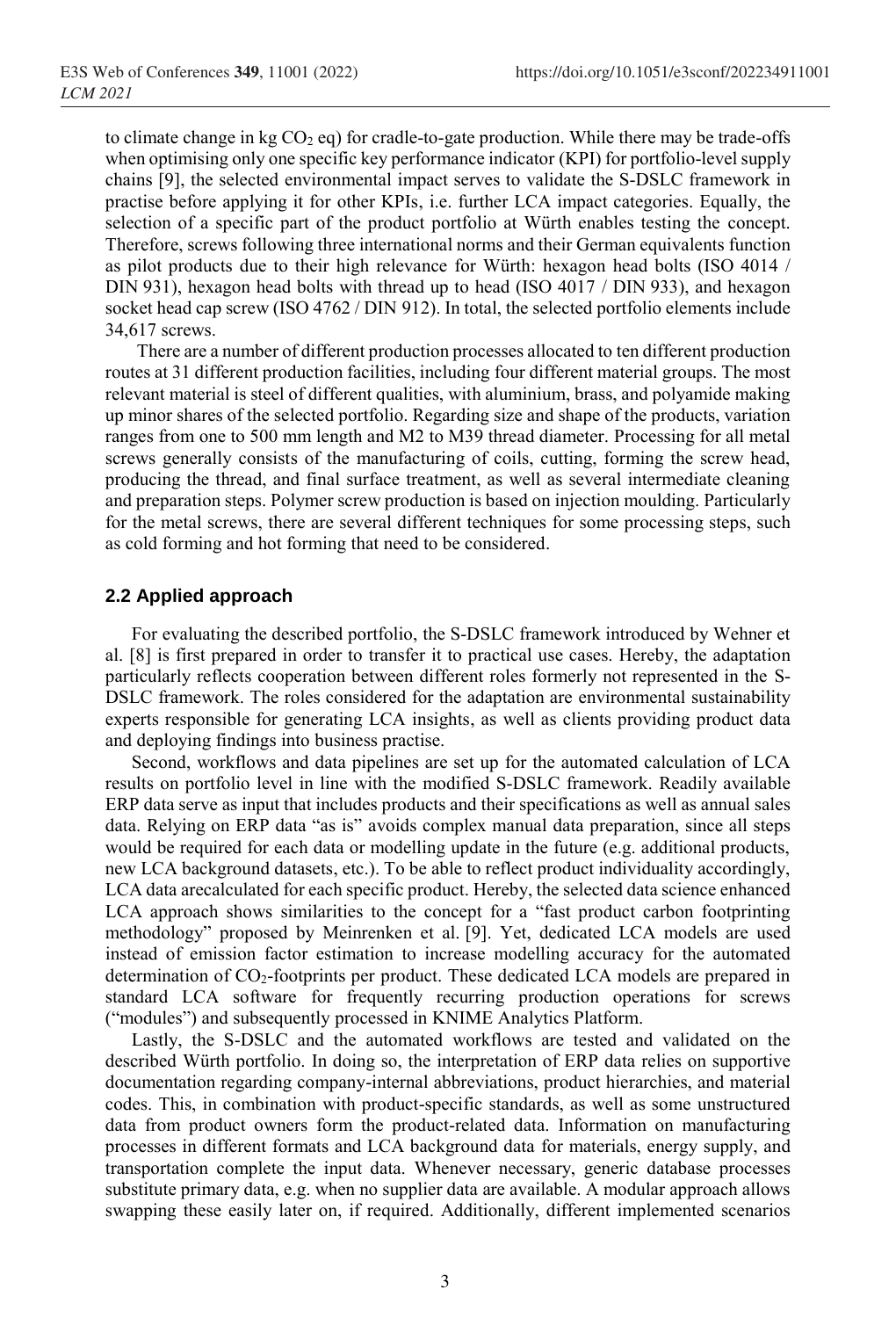to climate change in kg $CO_2$ eq) for cradle-to-gate production. While there may be trade-offs when optimising only one specific key performance indicator (KPI) for portfolio-level supply chains [9], the selected environmental impact serves to validate the S-DSLC framework in practise before applying it for other KPIs, i.e. further LCA impact categories. Equally, the selection of a specific part of the product portfolio at Würth enables testing the concept. Therefore, screws following three international norms and their German equivalents function as pilot products due to their high relevance for Würth: hexagon head bolts (ISO 4014 / DIN 931), hexagon head bolts with thread up to head (ISO 4017 / DIN 933), and hexagon socket head cap screw (ISO 4762 / DIN 912). In total, the selected portfolio elements include 34,617 screws.

There are a number of different production processes allocated to ten different production routes at 31 different production facilities, including four different material groups. The most relevant material is steel of different qualities, with aluminium, brass, and polyamide making up minor shares of the selected portfolio. Regarding size and shape of the products, variation ranges from one to 500 mm length and M2 to M39 thread diameter. Processing for all metal screws generally consists of the manufacturing of coils, cutting, forming the screw head, producing the thread, and final surface treatment, as well as several intermediate cleaning and preparation steps. Polymer screw production is based on injection moulding. Particularly for the metal screws, there are several different techniques for some processing steps, such as cold forming and hot forming that need to be considered.

## 2.2 Applied approach

For evaluating the described portfolio, the S-DSLC framework introduced by Wehner et al. [8] is first prepared in order to transfer it to practical use cases. Hereby, the adaptation particularly reflects cooperation between different roles formerly not represented in the S-DSLC framework. The roles considered for the adaptation are environmental sustainability experts responsible for generating LCA insights, as well as clients providing product data and deploying findings into business practise.

Second, workflows and data pipelines are set up for the automated calculation of LCA results on portfolio level in line with the modified S-DSLC framework. Readily available ERP data serve as input that includes products and their specifications as well as annual sales data. Relying on ERP data "as is" avoids complex manual data preparation, since all steps would be required for each data or modelling update in the future (e.g. additional products, new LCA background datasets, etc.). To be able to reflect product individuality accordingly, LCA data arecalculated for each specific product. Hereby, the selected data science enhanced LCA approach shows similarities to the concept for a "fast product carbon footprinting methodology" proposed by Meinrenken et al. [9]. Yet, dedicated LCA models are used instead of emission factor estimation to increase modelling accuracy for the automated determination of $CO_2$-footprints per product. These dedicated LCA models are prepared in standard LCA software for frequently recurring production operations for screws ("modules") and subsequently processed in KNIME Analytics Platform.

Lastly, the S-DSLC and the automated workflows are tested and validated on the described Würth portfolio. In doing so, the interpretation of ERP data relies on supportive documentation regarding company-internal abbreviations, product hierarchies, and material codes. This, in combination with product-specific standards, as well as some unstructured data from product owners form the product-related data. Information on manufacturing processes in different formats and LCA background data for materials, energy supply, and transportation complete the input data. Whenever necessary, generic database processes substitute primary data, e.g. when no supplier data are available. A modular approach allows swapping these easily later on, if required. Additionally, different implemented scenarios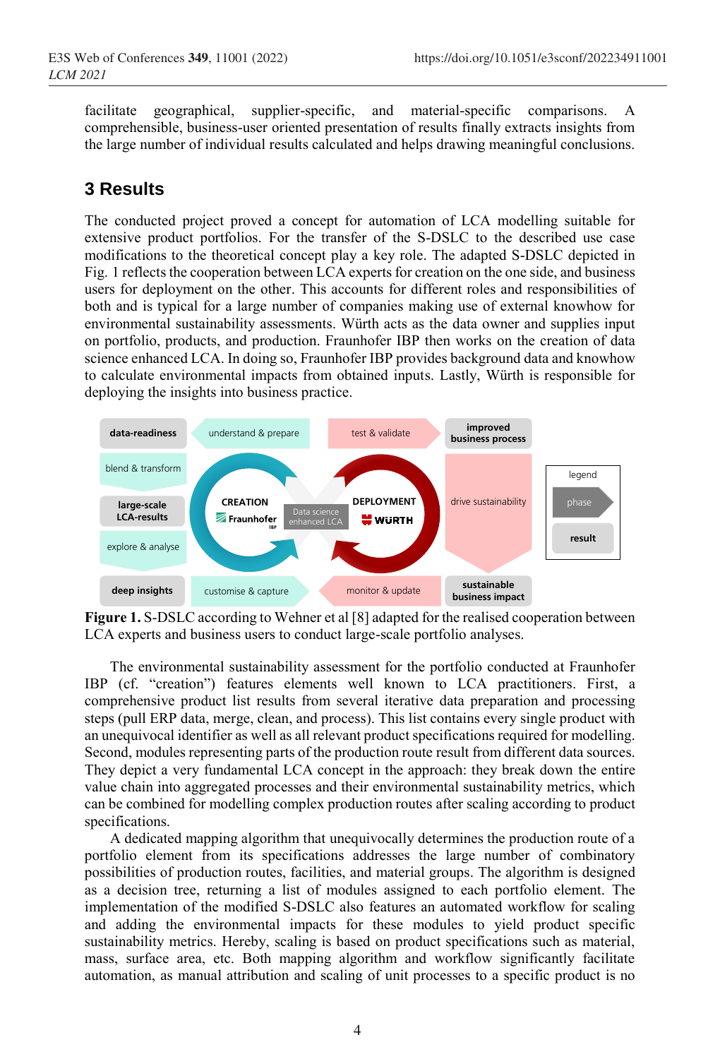facilitate geographical, supplier-specific, and material-specific comparisons. A comprehensible, business-user oriented presentation of results finally extracts insights from the large number of individual results calculated and helps drawing meaningful conclusions.

## 3 Results

The conducted project proved a concept for automation of LCA modelling suitable for extensive product portfolios. For the transfer of the S-DSLC to the described use case modifications to the theoretical concept play a key role. The adapted S-DSLC depicted in Fig. 1 reflects the cooperation between LCA experts for creation on the one side, and business users for deployment on the other. This accounts for different roles and responsibilities of both and is typical for a large number of companies making use of external knowhow for environmental sustainability assessments. Würth acts as the data owner and supplies input on portfolio, products, and production. Fraunhofer IBP then works on the creation of data science enhanced LCA. In doing so, Fraunhofer IBP provides background data and knowhow to calculate environmental impacts from obtained inputs. Lastly, Würth is responsible for deploying the insights into business practice.

**Figure 1.** S-DSLC according to Wehner et al [8] adapted for the realised cooperation between LCA experts and business users to conduct large-scale portfolio analyses.

The environmental sustainability assessment for the portfolio conducted at Fraunhofer IBP (cf. "creation") features elements well known to LCA practitioners. First, a comprehensive product list results from several iterative data preparation and processing steps (pull ERP data, merge, clean, and process). This list contains every single product with an unequivocal identifier as well as all relevant product specifications required for modelling. Second, modules representing parts of the production route result from different data sources. They depict a very fundamental LCA concept in the approach: they break down the entire value chain into aggregated processes and their environmental sustainability metrics, which can be combined for modelling complex production routes after scaling according to product specifications.

A dedicated mapping algorithm that unequivocally determines the production route of a portfolio element from its specifications addresses the large number of combinatory possibilities of production routes, facilities, and material groups. The algorithm is designed as a decision tree, returning a list of modules assigned to each portfolio element. The implementation of the modified S-DSLC also features an automated workflow for scaling and adding the environmental impacts for these modules to yield product specific sustainability metrics. Hereby, scaling is based on product specifications such as material, mass, surface area, etc. Both mapping algorithm and workflow significantly facilitate automation, as manual attribution and scaling of unit processes to a specific product is no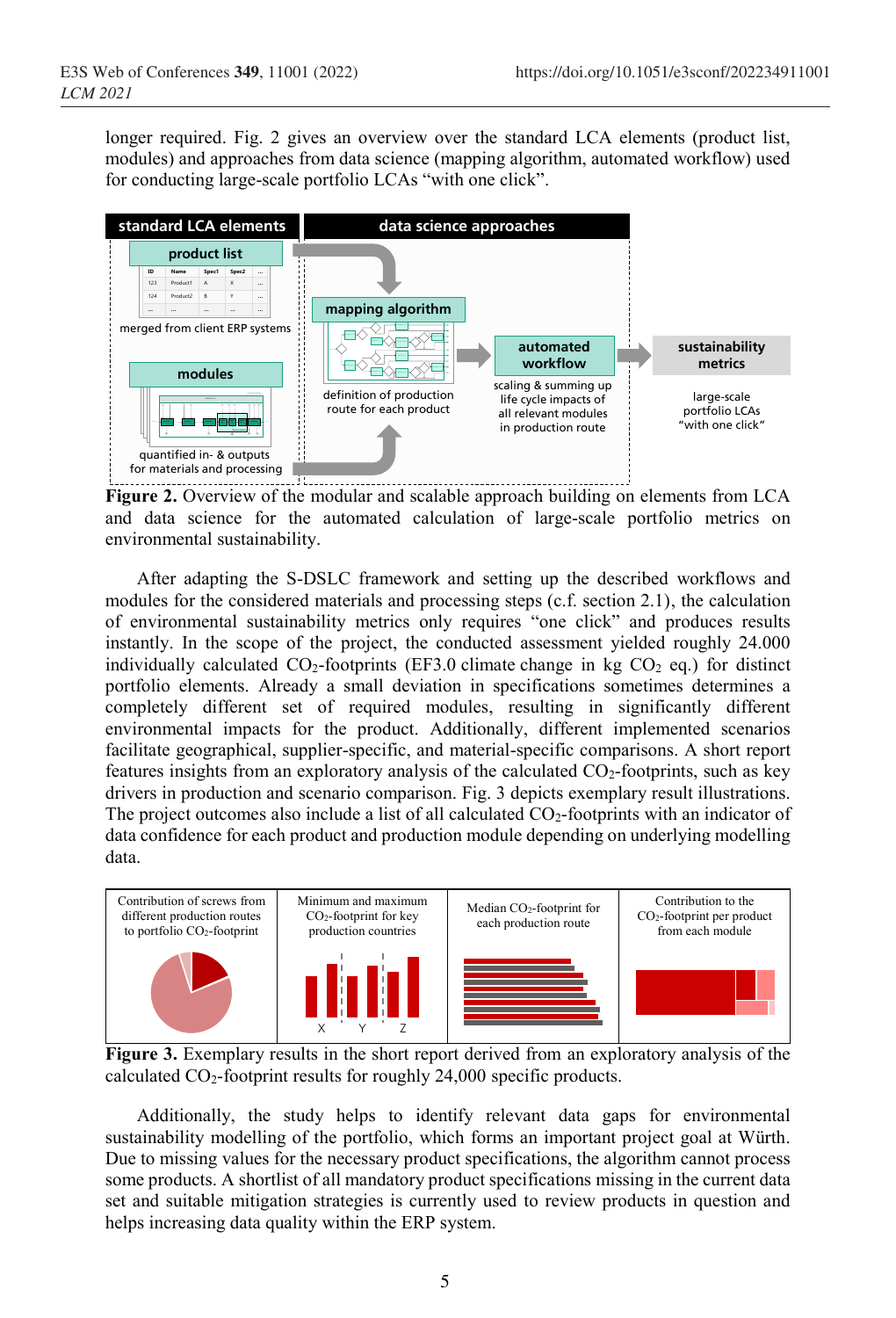longer required. Fig. 2 gives an overview over the standard LCA elements (product list, modules) and approaches from data science (mapping algorithm, automated workflow) used for conducting large-scale portfolio LCAs "with one click".

**Figure 2.** Overview of the modular and scalable approach building on elements from LCA and data science for the automated calculation of large-scale portfolio metrics on environmental sustainability.

After adapting the S-DSLC framework and setting up the described workflows and modules for the considered materials and processing steps (c.f. section 2.1), the calculation of environmental sustainability metrics only requires "one click" and produces results instantly. In the scope of the project, the conducted assessment yielded roughly 24.000 individually calculated $CO_2$-footprints (EF3.0 climate change in kg $CO_2$ eq.) for distinct portfolio elements. Already a small deviation in specifications sometimes determines a completely different set of required modules, resulting in significantly different environmental impacts for the product. Additionally, different implemented scenarios facilitate geographical, supplier-specific, and material-specific comparisons. A short report features insights from an exploratory analysis of the calculated $CO_2$-footprints, such as key drivers in production and scenario comparison. Fig. 3 depicts exemplary result illustrations. The project outcomes also include a list of all calculated $CO_2$-footprints with an indicator of data confidence for each product and production module depending on underlying modelling data.

**Figure 3.** Exemplary results in the short report derived from an exploratory analysis of the calculated $CO_2$-footprint results for roughly 24,000 specific products.

Additionally, the study helps to identify relevant data gaps for environmental sustainability modelling of the portfolio, which forms an important project goal at Würth. Due to missing values for the necessary product specifications, the algorithm cannot process some products. A shortlist of all mandatory product specifications missing in the current data set and suitable mitigation strategies is currently used to review products in question and helps increasing data quality within the ERP system.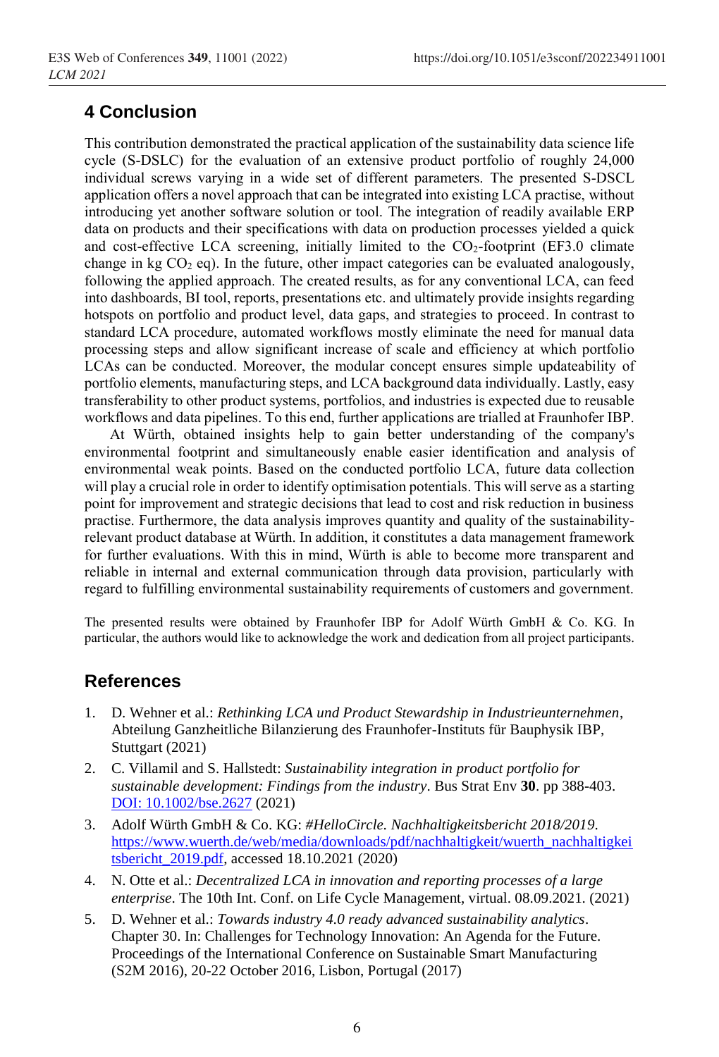## 4 Conclusion

This contribution demonstrated the practical application of the sustainability data science life cycle (S-DSLC) for the evaluation of an extensive product portfolio of roughly 24,000 individual screws varying in a wide set of different parameters. The presented S-DSCL application offers a novel approach that can be integrated into existing LCA practise, without introducing yet another software solution or tool. The integration of readily available ERP data on products and their specifications with data on production processes yielded a quick and cost-effective LCA screening, initially limited to the $CO_2$-footprint (EF3.0 climate change in kg $CO_2$ eq). In the future, other impact categories can be evaluated analogously, following the applied approach. The created results, as for any conventional LCA, can feed into dashboards, BI tool, reports, presentations etc. and ultimately provide insights regarding hotspots on portfolio and product level, data gaps, and strategies to proceed. In contrast to standard LCA procedure, automated workflows mostly eliminate the need for manual data processing steps and allow significant increase of scale and efficiency at which portfolio LCAs can be conducted. Moreover, the modular concept ensures simple updateability of portfolio elements, manufacturing steps, and LCA background data individually. Lastly, easy transferability to other product systems, portfolios, and industries is expected due to reusable workflows and data pipelines. To this end, further applications are trialled at Fraunhofer IBP.

At Würth, obtained insights help to gain better understanding of the company's environmental footprint and simultaneously enable easier identification and analysis of environmental weak points. Based on the conducted portfolio LCA, future data collection will play a crucial role in order to identify optimisation potentials. This will serve as a starting point for improvement and strategic decisions that lead to cost and risk reduction in business practise. Furthermore, the data analysis improves quantity and quality of the sustainability-relevant product database at Würth. In addition, it constitutes a data management framework for further evaluations. With this in mind, Würth is able to become more transparent and reliable in internal and external communication through data provision, particularly with regard to fulfilling environmental sustainability requirements of customers and government.

The presented results were obtained by Fraunhofer IBP for Adolf Würth GmbH & Co. KG. In particular, the authors would like to acknowledge the work and dedication from all project participants.

## References

1. D. Wehner et al.: *Rethinking LCA und Product Stewardship in Industrieunternehmen*, Abteilung Ganzheitliche Bilanzierung des Fraunhofer-Instituts für Bauphysik IBP, Stuttgart (2021)
2. C. Villamil and S. Hallstedt: *Sustainability integration in product portfolio for sustainable development: Findings from the industry*. Bus Strat Env **30**. pp 388-403. DOI: 10.1002/bse.2627 (2021)
3. Adolf Würth GmbH & Co. KG: *#HelloCircle. Nachhaltigkeitsbericht 2018/2019.* https://www.wuerth.de/web/media/downloads/pdf/nachhaltigkeit/wuerth_nachhaltigkeitsbericht_2019.pdf, accessed 18.10.2021 (2020)
4. N. Otte et al.: *Decentralized LCA in innovation and reporting processes of a large enterprise*. The 10th Int. Conf. on Life Cycle Management, virtual. 08.09.2021. (2021)
5. D. Wehner et al.: *Towards industry 4.0 ready advanced sustainability analytics*. Chapter 30. In: Challenges for Technology Innovation: An Agenda for the Future. Proceedings of the International Conference on Sustainable Smart Manufacturing (S2M 2016), 20-22 October 2016, Lisbon, Portugal (2017)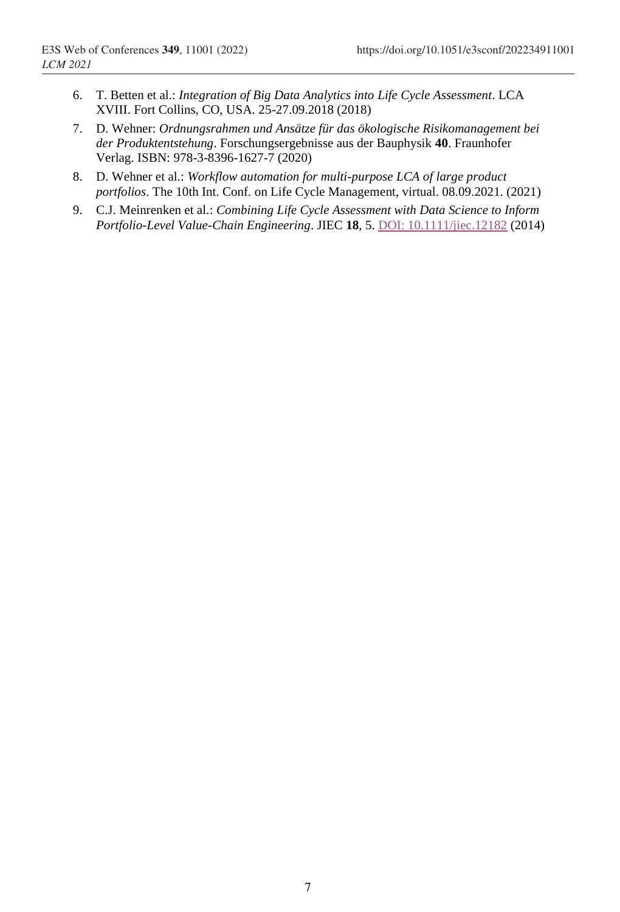6. T. Betten et al.: *Integration of Big Data Analytics into Life Cycle Assessment*. LCA XVIII. Fort Collins, CO, USA. 25-27.09.2018 (2018)
7. D. Wehner: *Ordnungsrahmen und Ansätze für das ökologische Risikomanagement bei der Produktentstehung*. Forschungsergebnisse aus der Bauphysik **40**. Fraunhofer Verlag. ISBN: 978-3-8396-1627-7 (2020)
8. D. Wehner et al.: *Workflow automation for multi-purpose LCA of large product portfolios*. The 10th Int. Conf. on Life Cycle Management, virtual. 08.09.2021. (2021)
9. C.J. Meinrenken et al.: *Combining Life Cycle Assessment with Data Science to Inform Portfolio-Level Value-Chain Engineering*. JIEC **18**, 5. DOI: 10.1111/jiec.12182 (2014)